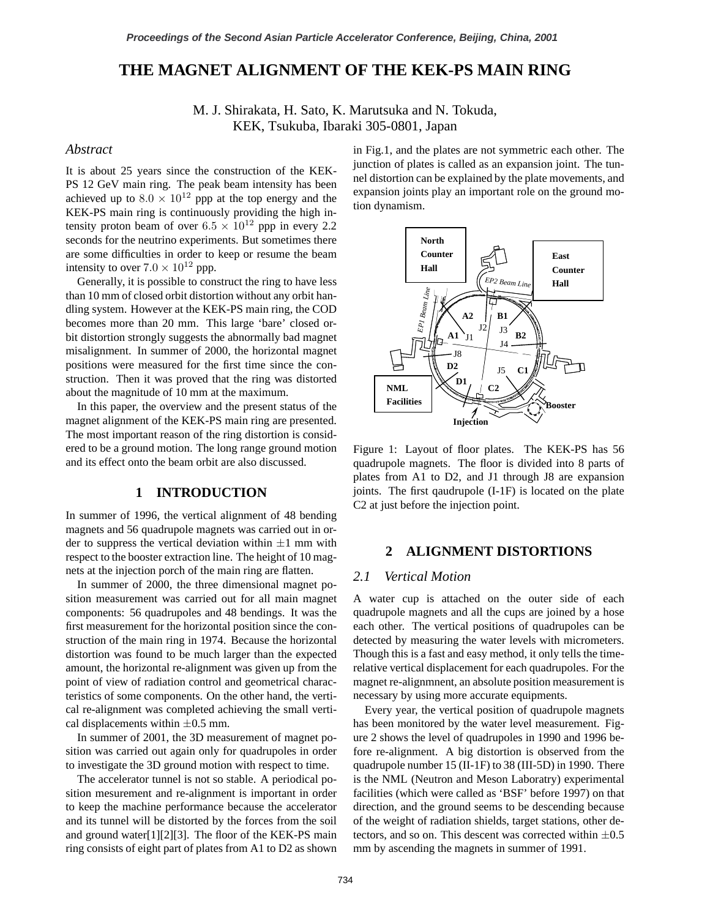# THE MAGNET ALIGNMENT OF THE KEK-PS MAIN RING

M. J. Shirakata, H. Sato, K. Marutsuka and N. Tokuda,
KEK, Tsukuba, Ibaraki 305-0801, Japan

## *Abstract*

It is about 25 years since the construction of the KEK-PS 12 GeV main ring. The peak beam intensity has been achieved up to $8.0 \times 10^{12}$ ppp at the top energy and the KEK-PS main ring is continuously providing the high intensity proton beam of over $6.5 \times 10^{12}$ ppp in every 2.2 seconds for the neutrino experiments. But sometimes there are some difficulties in order to keep or resume the beam intensity to over $7.0 \times 10^{12}$ ppp.

Generally, it is possible to construct the ring to have less than 10 mm of closed orbit distortion without any orbit handling system. However at the KEK-PS main ring, the COD becomes more than 20 mm. This large 'bare' closed orbit distortion strongly suggests the abnormally bad magnet misalignment. In summer of 2000, the horizontal magnet positions were measured for the first time since the construction. Then it was proved that the ring was distorted about the magnitude of 10 mm at the maximum.

In this paper, the overview and the present status of the magnet alignment of the KEK-PS main ring are presented. The most important reason of the ring distortion is considered to be a ground motion. The long range ground motion and its effect onto the beam orbit are also discussed.

## 1 INTRODUCTION

In summer of 1996, the vertical alignment of 48 bending magnets and 56 quadrupole magnets was carried out in order to suppress the vertical deviation within $\pm 1$ mm with respect to the booster extraction line. The height of 10 magnets at the injection porch of the main ring are flatten.

In summer of 2000, the three dimensional magnet position measurement was carried out for all main magnet components: 56 quadrupoles and 48 bendings. It was the first measurement for the horizontal position since the construction of the main ring in 1974. Because the horizontal distortion was found to be much larger than the expected amount, the horizontal re-alignment was given up from the point of view of radiation control and geometrical characteristics of some components. On the other hand, the vertical re-alignment was completed achieving the small vertical displacements within $\pm 0.5$ mm.

In summer of 2001, the 3D measurement of magnet position was carried out again only for quadrupoles in order to investigate the 3D ground motion with respect to time.

The accelerator tunnel is not so stable. A periodical position mesurement and re-alignment is important in order to keep the machine performance because the accelerator and its tunnel will be distorted by the forces from the soil and ground water[1][2][3]. The floor of the KEK-PS main ring consists of eight part of plates from A1 to D2 as shown in Fig.1, and the plates are not symmetric each other. The junction of plates is called as an expansion joint. The tunnel distortion can be explained by the plate movements, and expansion joints play an important role on the ground motion dynamism.

Figure 1: Layout of floor plates. The KEK-PS has 56 quadrupole magnets. The floor is divided into 8 parts of plates from A1 to D2, and J1 through J8 are expansion joints. The first qaudrupole (I-1F) is located on the plate C2 at just before the injection point.

## 2 ALIGNMENT DISTORTIONS

### *2.1 Vertical Motion*

A water cup is attached on the outer side of each quadrupole magnets and all the cups are joined by a hose each other. The vertical positions of quadrupoles can be detected by measuring the water levels with micrometers. Though this is a fast and easy method, it only tells the time-relative vertical displacement for each quadrupoles. For the magnet re-alignmnent, an absolute position measurement is necessary by using more accurate equipments.

Every year, the vertical position of quadrupole magnets has been monitored by the water level measurement. Figure 2 shows the level of quadrupoles in 1990 and 1996 before re-alignment. A big distortion is observed from the quadrupole number 15 (II-1F) to 38 (III-5D) in 1990. There is the NML (Neutron and Meson Laboratry) experimental facilities (which were called as 'BSF' before 1997) on that direction, and the ground seems to be descending because of the weight of radiation shields, target stations, other detectors, and so on. This descent was corrected within $\pm 0.5$ mm by ascending the magnets in summer of 1991.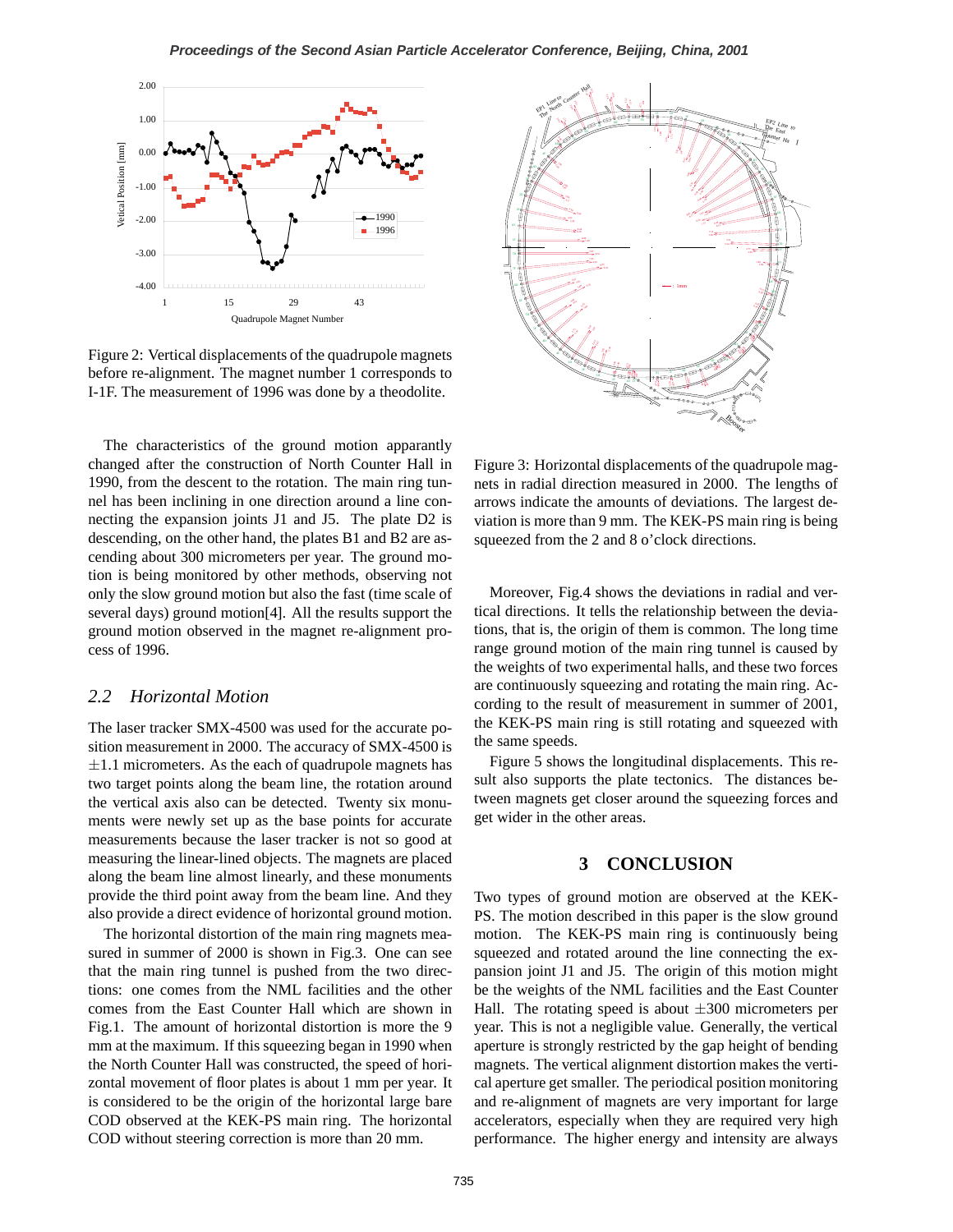Figure 2: Vertical displacements of the quadrupole magnets before re-alignment. The magnet number 1 corresponds to I-1F. The measurement of 1996 was done by a theodolite.

The characteristics of the ground motion apparently changed after the construction of North Counter Hall in 1990, from the descent to the rotation. The main ring tunnel has been inclining in one direction around a line connecting the expansion joints J1 and J5. The plate D2 is descending, on the other hand, the plates B1 and B2 are ascending about 300 micrometers per year. The ground motion is being monitored by other methods, observing not only the slow ground motion but also the fast (time scale of several days) ground motion[4]. All the results support the ground motion observed in the magnet re-alignment process of 1996.

### *2.2 Horizontal Motion*

The laser tracker SMX-4500 was used for the accurate position measurement in 2000. The accuracy of SMX-4500 is $\pm 1.1$ micrometers. As the each of quadrupole magnets has two target points along the beam line, the rotation around the vertical axis also can be detected. Twenty six monuments were newly set up as the base points for accurate measurements because the laser tracker is not so good at measuring the linear-lined objects. The magnets are placed along the beam line almost linearly, and these monuments provide the third point away from the beam line. And they also provide a direct evidence of horizontal ground motion.

The horizontal distortion of the main ring magnets measured in summer of 2000 is shown in Fig.3. One can see that the main ring tunnel is pushed from the two directions: one comes from the NML facilities and the other comes from the East Counter Hall which are shown in Fig.1. The amount of horizontal distortion is more the 9 mm at the maximum. If this squeezing began in 1990 when the North Counter Hall was constructed, the speed of horizontal movement of floor plates is about 1 mm per year. It is considered to be the origin of the horizontal large bare COD observed at the KEK-PS main ring. The horizontal COD without steering correction is more than 20 mm.

Figure 3: Horizontal displacements of the quadrupole magnets in radial direction measured in 2000. The lengths of arrows indicate the amounts of deviations. The largest deviation is more than 9 mm. The KEK-PS main ring is being squeezed from the 2 and 8 o'clock directions.

Moreover, Fig.4 shows the deviations in radial and vertical directions. It tells the relationship between the deviations, that is, the origin of them is common. The long time range ground motion of the main ring tunnel is caused by the weights of two experimental halls, and these two forces are continuously squeezing and rotating the main ring. According to the result of measurement in summer of 2001, the KEK-PS main ring is still rotating and squeezed with the same speeds.

Figure 5 shows the longitudinal displacements. This result also supports the plate tectonics. The distances between magnets get closer around the squeezing forces and get wider in the other areas.

## 3 CONCLUSION

Two types of ground motion are observed at the KEK-PS. The motion described in this paper is the slow ground motion. The KEK-PS main ring is continuously being squeezed and rotated around the line connecting the expansion joint J1 and J5. The origin of this motion might be the weights of the NML facilities and the East Counter Hall. The rotating speed is about $\pm 300$ micrometers per year. This is not a negligible value. Generally, the vertical aperture is strongly restricted by the gap height of bending magnets. The vertical alignment distortion makes the vertical aperture get smaller. The periodical position monitoring and re-alignment of magnets are very important for large accelerators, especially when they are required very high performance. The higher energy and intensity are always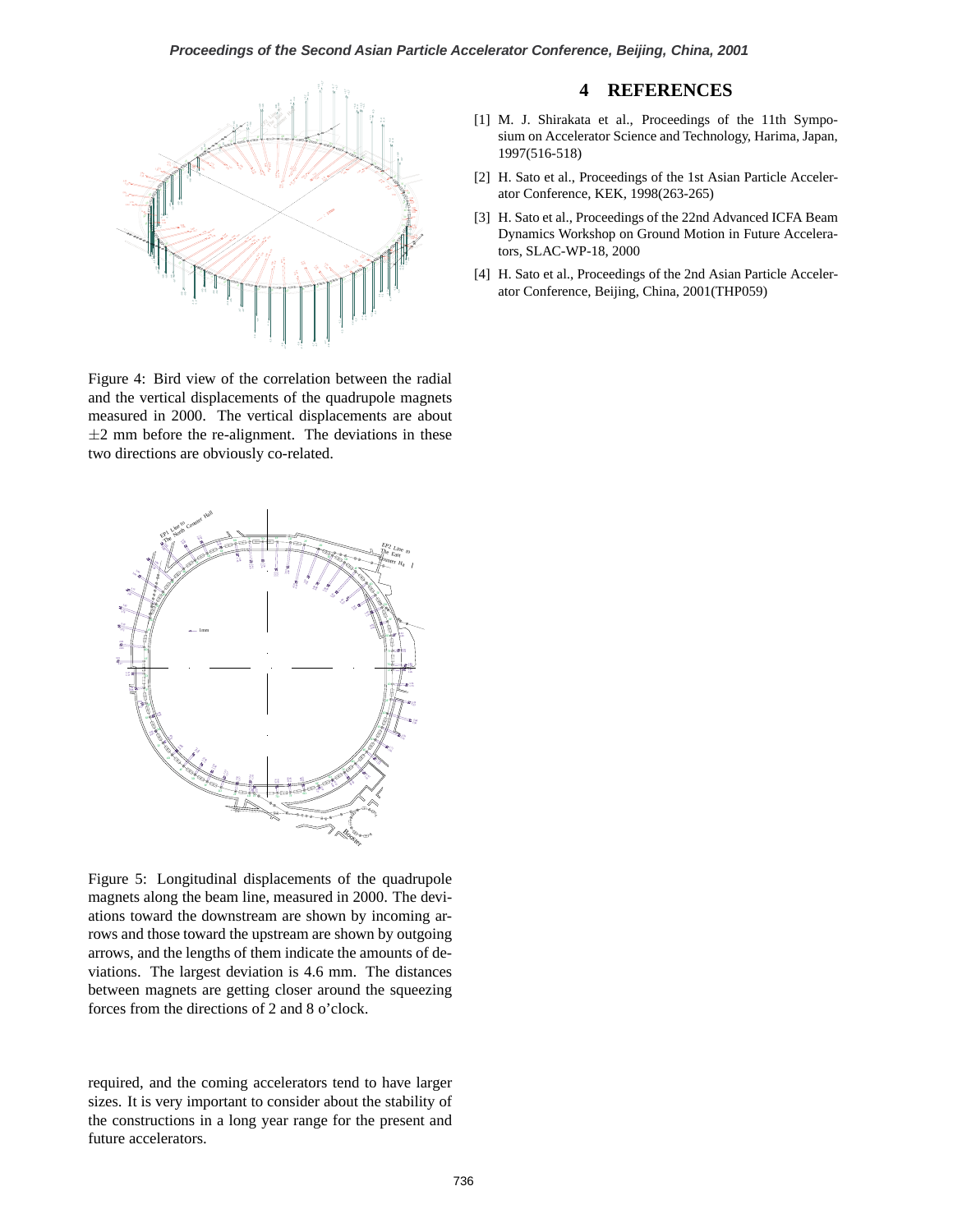Figure 4: Bird view of the correlation between the radial and the vertical displacements of the quadrupole magnets measured in 2000. The vertical displacements are about ±2 mm before the re-alignment. The deviations in these two directions are obviously co-related.

EP1 Line to The North Counter Hall

EP2 Line to The East Counter Hall

1mm

Booster

Figure 5: Longitudinal displacements of the quadrupole magnets along the beam line, measured in 2000. The deviations toward the downstream are shown by incoming arrows and those toward the upstream are shown by outgoing arrows, and the lengths of them indicate the amounts of deviations. The largest deviation is 4.6 mm. The distances between magnets are getting closer around the squeezing forces from the directions of 2 and 8 o'clock.

required, and the coming accelerators tend to have larger sizes. It is very important to consider about the stability of the constructions in a long year range for the present and future accelerators.

# 4 REFERENCES

[1] M. J. Shirakata et al., Proceedings of the 11th Symposium on Accelerator Science and Technology, Harima, Japan, 1997(516-518)

[2] H. Sato et al., Proceedings of the 1st Asian Particle Accelerator Conference, KEK, 1998(263-265)

[3] H. Sato et al., Proceedings of the 22nd Advanced ICFA Beam Dynamics Workshop on Ground Motion in Future Accelerators, SLAC-WP-18, 2000

[4] H. Sato et al., Proceedings of the 2nd Asian Particle Accelerator Conference, Beijing, China, 2001(THP059)